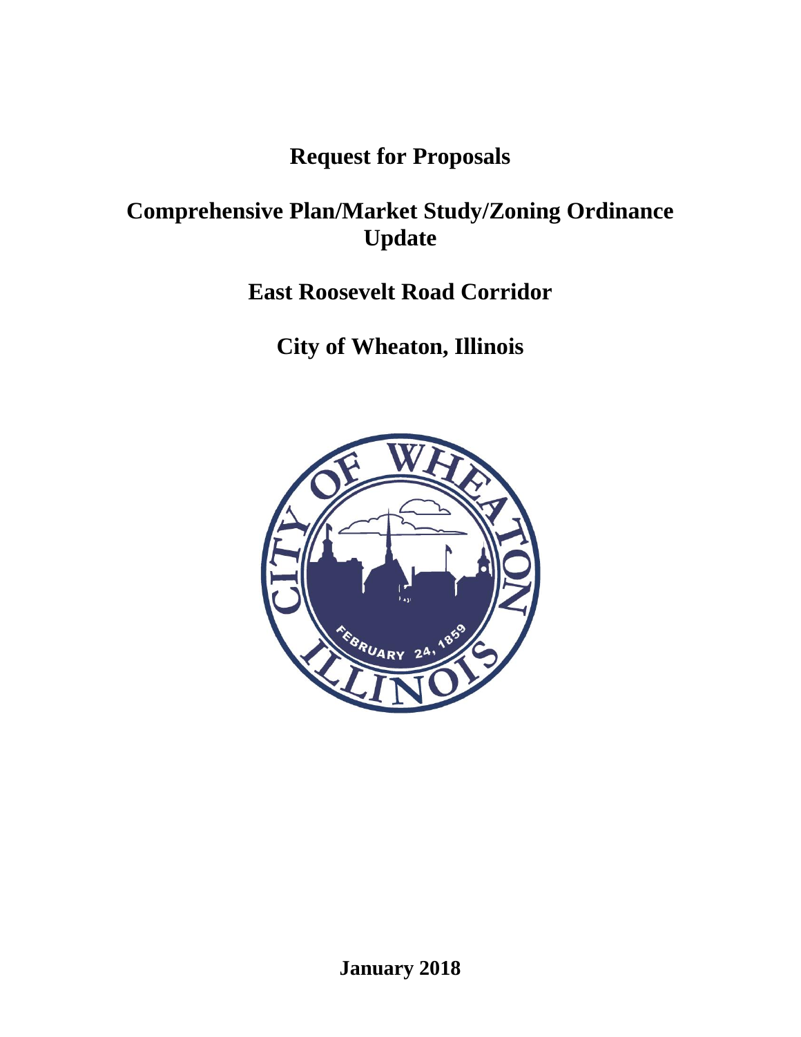# Request for Proposals

# Comprehensive Plan/Market Study/Zoning Ordinance Update

# East Roosevelt Road Corridor

# City of Wheaton, Illinois

**January 2018**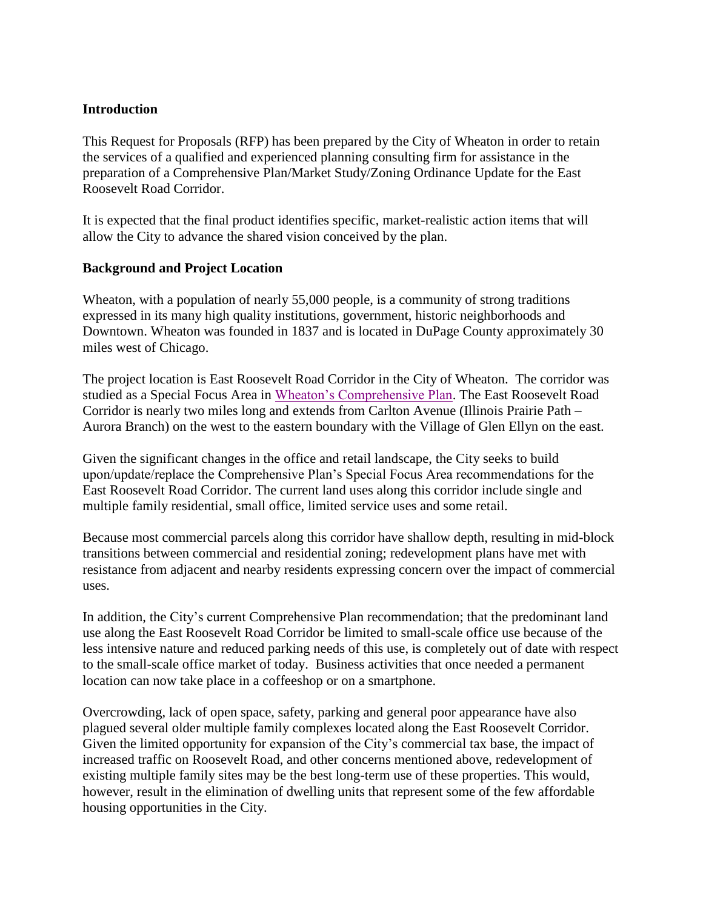## Introduction

This Request for Proposals (RFP) has been prepared by the City of Wheaton in order to retain the services of a qualified and experienced planning consulting firm for assistance in the preparation of a Comprehensive Plan/Market Study/Zoning Ordinance Update for the East Roosevelt Road Corridor.

It is expected that the final product identifies specific, market-realistic action items that will allow the City to advance the shared vision conceived by the plan.

## Background and Project Location

Wheaton, with a population of nearly 55,000 people, is a community of strong traditions expressed in its many high quality institutions, government, historic neighborhoods and Downtown. Wheaton was founded in 1837 and is located in DuPage County approximately 30 miles west of Chicago.

The project location is East Roosevelt Road Corridor in the City of Wheaton. The corridor was studied as a Special Focus Area in Wheaton's Comprehensive Plan. The East Roosevelt Road Corridor is nearly two miles long and extends from Carlton Avenue (Illinois Prairie Path – Aurora Branch) on the west to the eastern boundary with the Village of Glen Ellyn on the east.

Given the significant changes in the office and retail landscape, the City seeks to build upon/update/replace the Comprehensive Plan's Special Focus Area recommendations for the East Roosevelt Road Corridor. The current land uses along this corridor include single and multiple family residential, small office, limited service uses and some retail.

Because most commercial parcels along this corridor have shallow depth, resulting in mid-block transitions between commercial and residential zoning; redevelopment plans have met with resistance from adjacent and nearby residents expressing concern over the impact of commercial uses.

In addition, the City's current Comprehensive Plan recommendation; that the predominant land use along the East Roosevelt Road Corridor be limited to small-scale office use because of the less intensive nature and reduced parking needs of this use, is completely out of date with respect to the small-scale office market of today. Business activities that once needed a permanent location can now take place in a coffeeshop or on a smartphone.

Overcrowding, lack of open space, safety, parking and general poor appearance have also plagued several older multiple family complexes located along the East Roosevelt Corridor. Given the limited opportunity for expansion of the City's commercial tax base, the impact of increased traffic on Roosevelt Road, and other concerns mentioned above, redevelopment of existing multiple family sites may be the best long-term use of these properties. This would, however, result in the elimination of dwelling units that represent some of the few affordable housing opportunities in the City.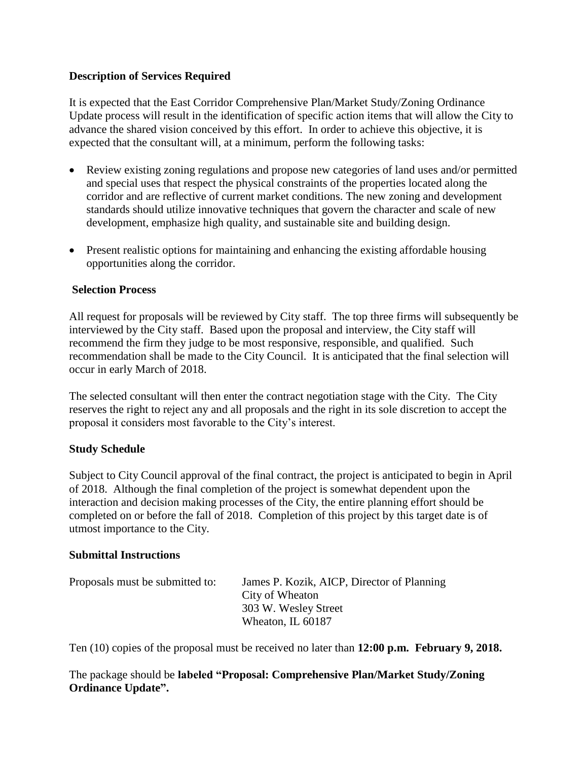**Description of Services Required**

It is expected that the East Corridor Comprehensive Plan/Market Study/Zoning Ordinance Update process will result in the identification of specific action items that will allow the City to advance the shared vision conceived by this effort. In order to achieve this objective, it is expected that the consultant will, at a minimum, perform the following tasks:

- Review existing zoning regulations and propose new categories of land uses and/or permitted and special uses that respect the physical constraints of the properties located along the corridor and are reflective of current market conditions. The new zoning and development standards should utilize innovative techniques that govern the character and scale of new development, emphasize high quality, and sustainable site and building design.

- Present realistic options for maintaining and enhancing the existing affordable housing opportunities along the corridor.

**Selection Process**

All request for proposals will be reviewed by City staff. The top three firms will subsequently be interviewed by the City staff. Based upon the proposal and interview, the City staff will recommend the firm they judge to be most responsive, responsible, and qualified. Such recommendation shall be made to the City Council. It is anticipated that the final selection will occur in early March of 2018.

The selected consultant will then enter the contract negotiation stage with the City. The City reserves the right to reject any and all proposals and the right in its sole discretion to accept the proposal it considers most favorable to the City's interest.

**Study Schedule**

Subject to City Council approval of the final contract, the project is anticipated to begin in April of 2018. Although the final completion of the project is somewhat dependent upon the interaction and decision making processes of the City, the entire planning effort should be completed on or before the fall of 2018. Completion of this project by this target date is of utmost importance to the City.

**Submittal Instructions**

Proposals must be submitted to:

James P. Kozik, AICP, Director of Planning
City of Wheaton
303 W. Wesley Street
Wheaton, IL 60187

Ten (10) copies of the proposal must be received no later than **12:00 p.m. February 9, 2018.**

The package should be **labeled "Proposal: Comprehensive Plan/Market Study/Zoning Ordinance Update".**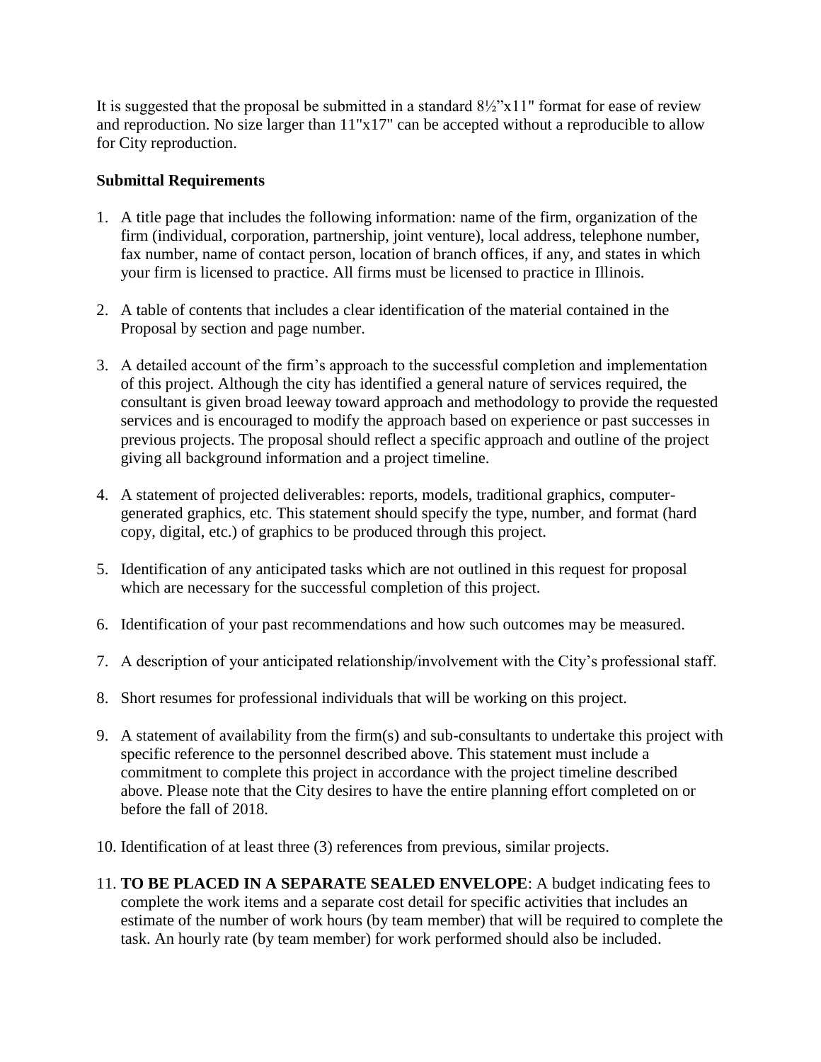It is suggested that the proposal be submitted in a standard 8½"x11" format for ease of review and reproduction. No size larger than 11"x17" can be accepted without a reproducible to allow for City reproduction.

**Submittal Requirements**

1. A title page that includes the following information: name of the firm, organization of the firm (individual, corporation, partnership, joint venture), local address, telephone number, fax number, name of contact person, location of branch offices, if any, and states in which your firm is licensed to practice. All firms must be licensed to practice in Illinois.

2. A table of contents that includes a clear identification of the material contained in the Proposal by section and page number.

3. A detailed account of the firm's approach to the successful completion and implementation of this project. Although the city has identified a general nature of services required, the consultant is given broad leeway toward approach and methodology to provide the requested services and is encouraged to modify the approach based on experience or past successes in previous projects. The proposal should reflect a specific approach and outline of the project giving all background information and a project timeline.

4. A statement of projected deliverables: reports, models, traditional graphics, computer-generated graphics, etc. This statement should specify the type, number, and format (hard copy, digital, etc.) of graphics to be produced through this project.

5. Identification of any anticipated tasks which are not outlined in this request for proposal which are necessary for the successful completion of this project.

6. Identification of your past recommendations and how such outcomes may be measured.

7. A description of your anticipated relationship/involvement with the City's professional staff.

8. Short resumes for professional individuals that will be working on this project.

9. A statement of availability from the firm(s) and sub-consultants to undertake this project with specific reference to the personnel described above. This statement must include a commitment to complete this project in accordance with the project timeline described above. Please note that the City desires to have the entire planning effort completed on or before the fall of 2018.

10. Identification of at least three (3) references from previous, similar projects.

11. **TO BE PLACED IN A SEPARATE SEALED ENVELOPE**: A budget indicating fees to complete the work items and a separate cost detail for specific activities that includes an estimate of the number of work hours (by team member) that will be required to complete the task. An hourly rate (by team member) for work performed should also be included.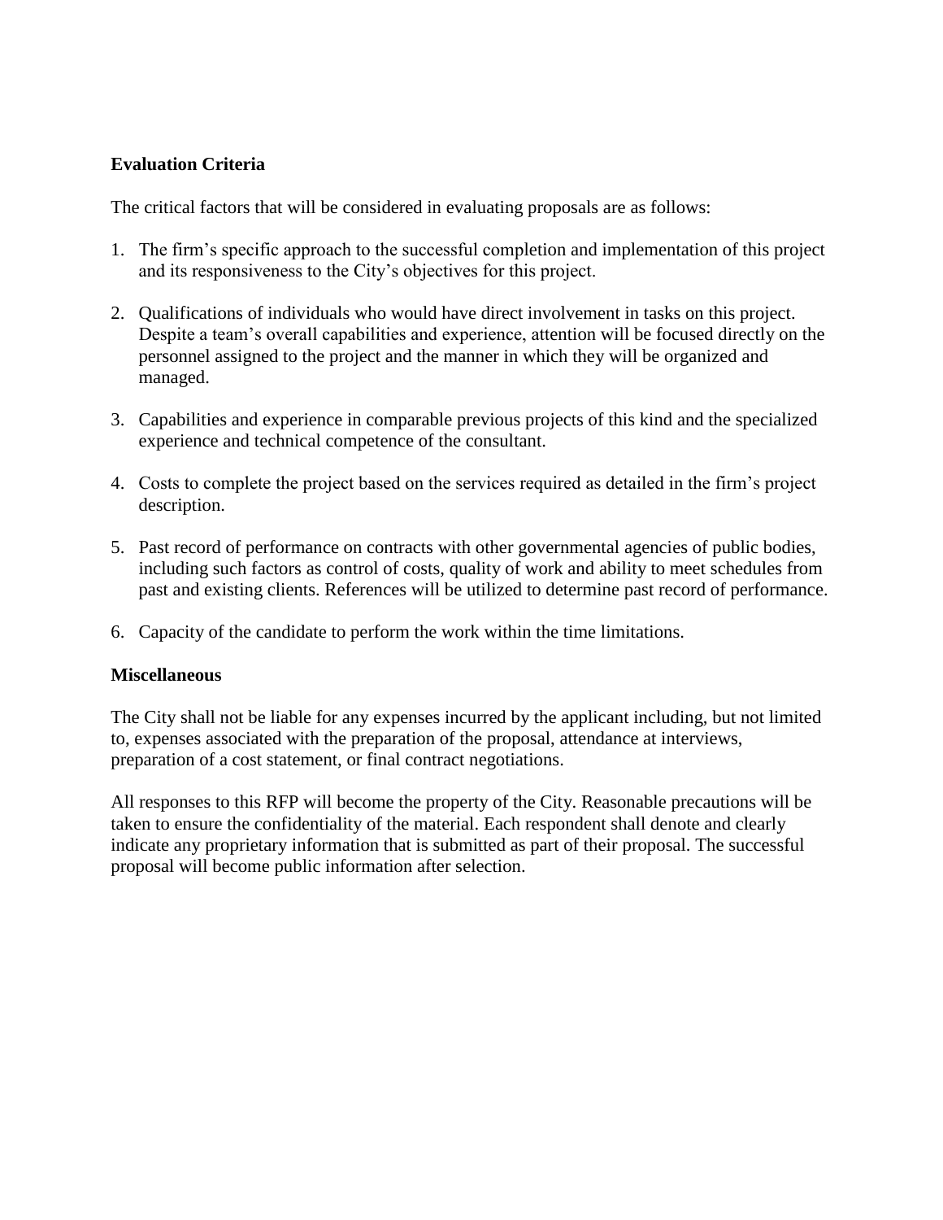**Evaluation Criteria**

The critical factors that will be considered in evaluating proposals are as follows:

1. The firm's specific approach to the successful completion and implementation of this project and its responsiveness to the City's objectives for this project.

2. Qualifications of individuals who would have direct involvement in tasks on this project. Despite a team's overall capabilities and experience, attention will be focused directly on the personnel assigned to the project and the manner in which they will be organized and managed.

3. Capabilities and experience in comparable previous projects of this kind and the specialized experience and technical competence of the consultant.

4. Costs to complete the project based on the services required as detailed in the firm's project description.

5. Past record of performance on contracts with other governmental agencies of public bodies, including such factors as control of costs, quality of work and ability to meet schedules from past and existing clients. References will be utilized to determine past record of performance.

6. Capacity of the candidate to perform the work within the time limitations.

**Miscellaneous**

The City shall not be liable for any expenses incurred by the applicant including, but not limited to, expenses associated with the preparation of the proposal, attendance at interviews, preparation of a cost statement, or final contract negotiations.

All responses to this RFP will become the property of the City. Reasonable precautions will be taken to ensure the confidentiality of the material. Each respondent shall denote and clearly indicate any proprietary information that is submitted as part of their proposal. The successful proposal will become public information after selection.